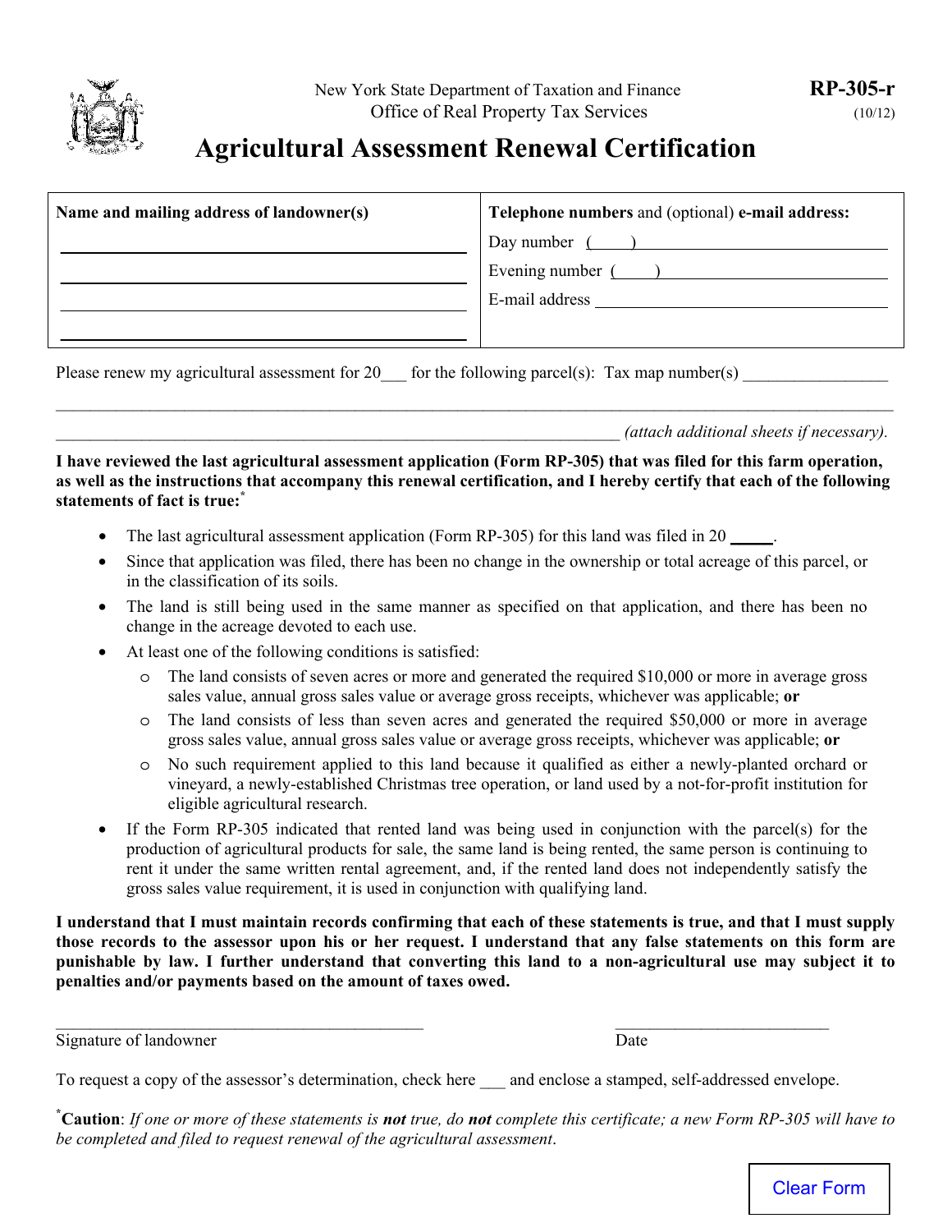New York State Department of Taxation and Finance
Office of Real Property Tax Services

**RP-305-r** (10/12)

# Agricultural Assessment Renewal Certification

| **Name and mailing address of landowner(s)** | **Telephone numbers** and (optional) **e-mail address:** |
| --- | --- |
| ______________________________ | Day number ( ) ______________________ |
| ______________________________ | Evening number ( ) ______________________ |
| ______________________________ | E-mail address ______________________ |
| ______________________________ | |

Please renew my agricultural assessment for 20___ for the following parcel(s): Tax map number(s) _________________

______________________________________________________________________________________

_________________________________________________________________ *(attach additional sheets if necessary).*

**I have reviewed the last agricultural assessment application (Form RP-305) that was filed for this farm operation, as well as the instructions that accompany this renewal certification, and I hereby certify that each of the following statements of fact is true:**[*]

- The last agricultural assessment application (Form RP-305) for this land was filed in 20 _____.
- Since that application was filed, there has been no change in the ownership or total acreage of this parcel, or in the classification of its soils.
- The land is still being used in the same manner as specified on that application, and there has been no change in the acreage devoted to each use.
- At least one of the following conditions is satisfied:
  - The land consists of seven acres or more and generated the required $10,000 or more in average gross sales value, annual gross sales value or average gross receipts, whichever was applicable; **or**
  - The land consists of less than seven acres and generated the required $50,000 or more in average gross sales value, annual gross sales value or average gross receipts, whichever was applicable; **or**
  - No such requirement applied to this land because it qualified as either a newly-planted orchard or vineyard, a newly-established Christmas tree operation, or land used by a not-for-profit institution for eligible agricultural research.
- If the Form RP-305 indicated that rented land was being used in conjunction with the parcel(s) for the production of agricultural products for sale, the same land is being rented, the same person is continuing to rent it under the same written rental agreement, and, if the rented land does not independently satisfy the gross sales value requirement, it is used in conjunction with qualifying land.

**I understand that I must maintain records confirming that each of these statements is true, and that I must supply those records to the assessor upon his or her request. I understand that any false statements on this form are punishable by law. I further understand that converting this land to a non-agricultural use may subject it to penalties and/or payments based on the amount of taxes owed.**

____________________________________________ &nbsp;&nbsp;&nbsp;&nbsp; _________________________
Signature of landowner &nbsp;&nbsp;&nbsp;&nbsp; Date

To request a copy of the assessor's determination, check here ___ and enclose a stamped, self-addressed envelope.

[*]**Caution**: *If one or more of these statements is **not** true, do **not** complete this certificate; a new Form RP-305 will have to be completed and filed to request renewal of the agricultural assessment.*

Clear Form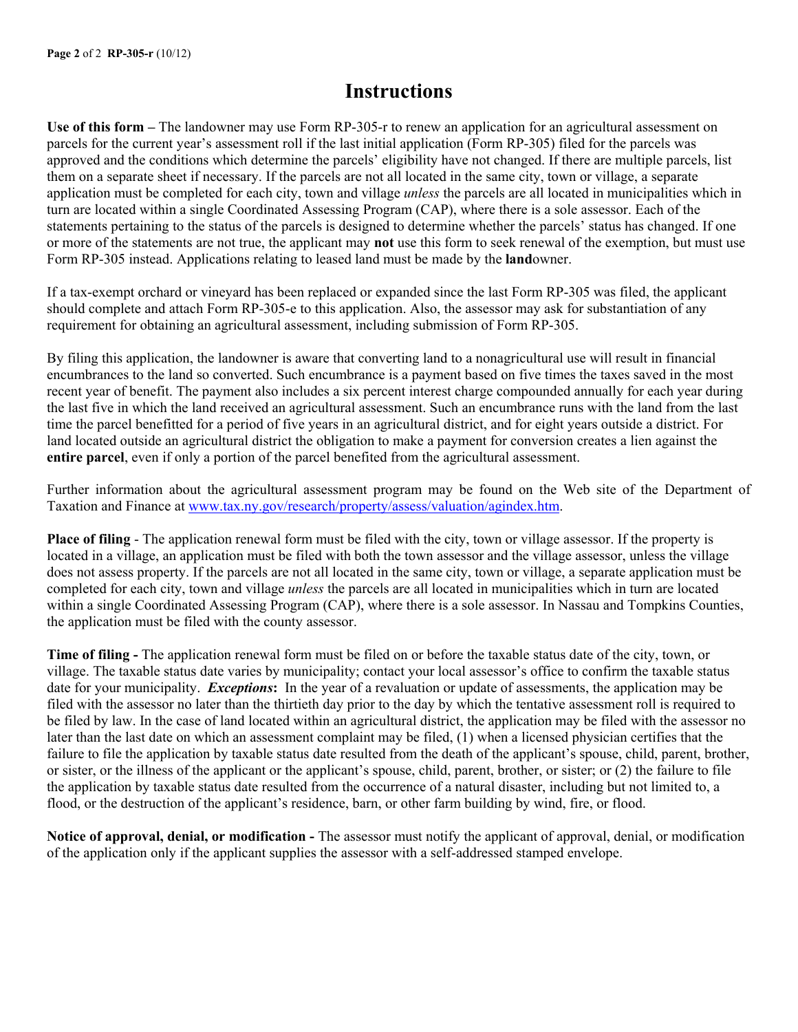# Instructions

**Use of this form –** The landowner may use Form RP-305-r to renew an application for an agricultural assessment on parcels for the current year's assessment roll if the last initial application (Form RP-305) filed for the parcels was approved and the conditions which determine the parcels' eligibility have not changed. If there are multiple parcels, list them on a separate sheet if necessary. If the parcels are not all located in the same city, town or village, a separate application must be completed for each city, town and village *unless* the parcels are all located in municipalities which in turn are located within a single Coordinated Assessing Program (CAP), where there is a sole assessor. Each of the statements pertaining to the status of the parcels is designed to determine whether the parcels' status has changed. If one or more of the statements are not true, the applicant may **not** use this form to seek renewal of the exemption, but must use Form RP-305 instead. Applications relating to leased land must be made by the **land**owner.

If a tax-exempt orchard or vineyard has been replaced or expanded since the last Form RP-305 was filed, the applicant should complete and attach Form RP-305-e to this application. Also, the assessor may ask for substantiation of any requirement for obtaining an agricultural assessment, including submission of Form RP-305.

By filing this application, the landowner is aware that converting land to a nonagricultural use will result in financial encumbrances to the land so converted. Such encumbrance is a payment based on five times the taxes saved in the most recent year of benefit. The payment also includes a six percent interest charge compounded annually for each year during the last five in which the land received an agricultural assessment. Such an encumbrance runs with the land from the last time the parcel benefitted for a period of five years in an agricultural district, and for eight years outside a district. For land located outside an agricultural district the obligation to make a payment for conversion creates a lien against the **entire parcel**, even if only a portion of the parcel benefited from the agricultural assessment.

Further information about the agricultural assessment program may be found on the Web site of the Department of Taxation and Finance at www.tax.ny.gov/research/property/assess/valuation/agindex.htm.

**Place of filing** - The application renewal form must be filed with the city, town or village assessor. If the property is located in a village, an application must be filed with both the town assessor and the village assessor, unless the village does not assess property. If the parcels are not all located in the same city, town or village, a separate application must be completed for each city, town and village *unless* the parcels are all located in municipalities which in turn are located within a single Coordinated Assessing Program (CAP), where there is a sole assessor. In Nassau and Tompkins Counties, the application must be filed with the county assessor.

**Time of filing -** The application renewal form must be filed on or before the taxable status date of the city, town, or village. The taxable status date varies by municipality; contact your local assessor's office to confirm the taxable status date for your municipality. ***Exceptions*:** In the year of a revaluation or update of assessments, the application may be filed with the assessor no later than the thirtieth day prior to the day by which the tentative assessment roll is required to be filed by law. In the case of land located within an agricultural district, the application may be filed with the assessor no later than the last date on which an assessment complaint may be filed, (1) when a licensed physician certifies that the failure to file the application by taxable status date resulted from the death of the applicant's spouse, child, parent, brother, or sister, or the illness of the applicant or the applicant's spouse, child, parent, brother, or sister; or (2) the failure to file the application by taxable status date resulted from the occurrence of a natural disaster, including but not limited to, a flood, or the destruction of the applicant's residence, barn, or other farm building by wind, fire, or flood.

**Notice of approval, denial, or modification -** The assessor must notify the applicant of approval, denial, or modification of the application only if the applicant supplies the assessor with a self-addressed stamped envelope.